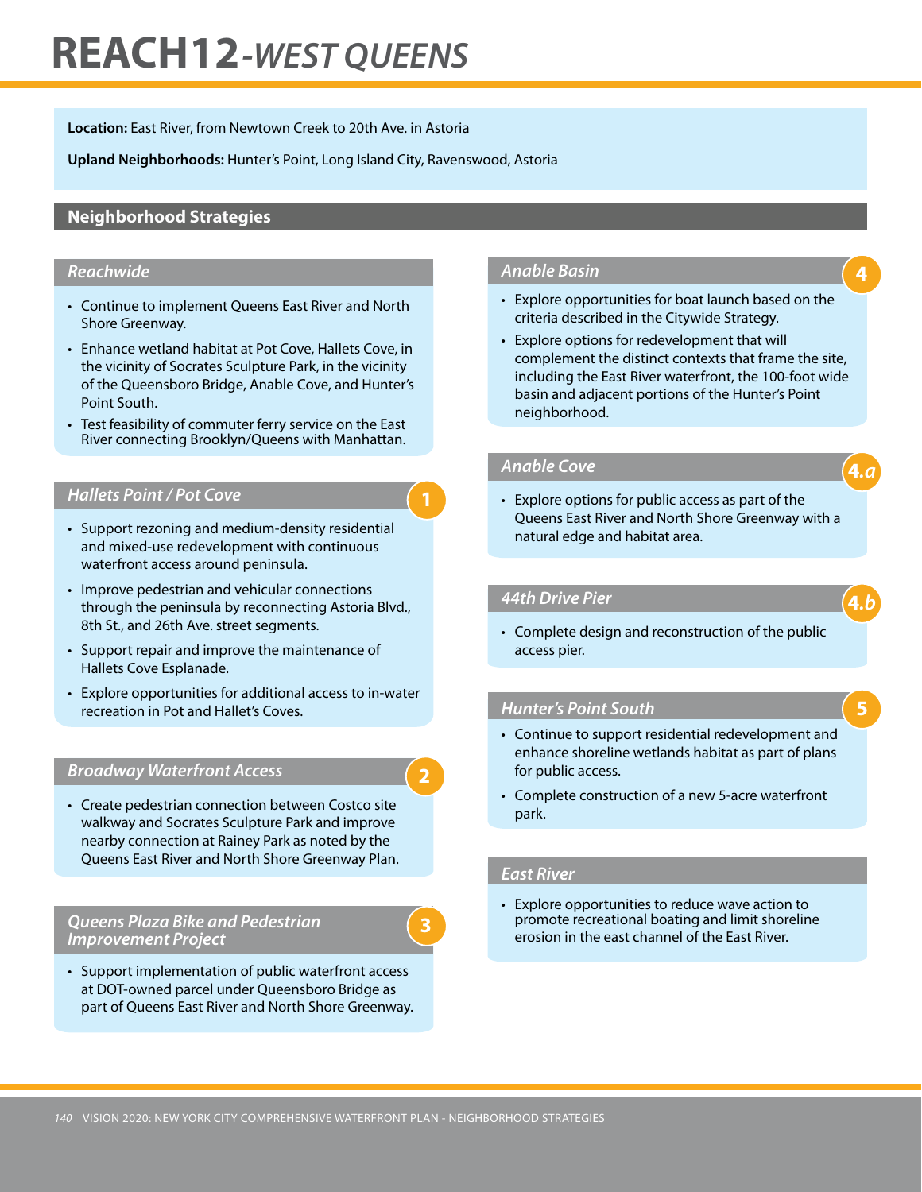# REACH 12 - *WEST QUEENS*

**Location:** East River, from Newtown Creek to 20th Ave. in Astoria

**Upland Neighborhoods:** Hunter's Point, Long Island City, Ravenswood, Astoria

## Neighborhood Strategies

### *Reachwide*

- Continue to implement Queens East River and North Shore Greenway.
- Enhance wetland habitat at Pot Cove, Hallets Cove, in the vicinity of Socrates Sculpture Park, in the vicinity of the Queensboro Bridge, Anable Cove, and Hunter's Point South.
- Test feasibility of commuter ferry service on the East River connecting Brooklyn/Queens with Manhattan.

### *Hallets Point / Pot Cove* (1)

- Support rezoning and medium-density residential and mixed-use redevelopment with continuous waterfront access around peninsula.
- Improve pedestrian and vehicular connections through the peninsula by reconnecting Astoria Blvd., 8th St., and 26th Ave. street segments.
- Support repair and improve the maintenance of Hallets Cove Esplanade.
- Explore opportunities for additional access to in-water recreation in Pot and Hallet's Coves.

### *Broadway Waterfront Access* (2)

- Create pedestrian connection between Costco site walkway and Socrates Sculpture Park and improve nearby connection at Rainey Park as noted by the Queens East River and North Shore Greenway Plan.

### *Queens Plaza Bike and Pedestrian Improvement Project* (3)

- Support implementation of public waterfront access at DOT-owned parcel under Queensboro Bridge as part of Queens East River and North Shore Greenway.

### *Anable Basin* (4)

- Explore opportunities for boat launch based on the criteria described in the Citywide Strategy.
- Explore options for redevelopment that will complement the distinct contexts that frame the site, including the East River waterfront, the 100-foot wide basin and adjacent portions of the Hunter's Point neighborhood.

### *Anable Cove* (4.a)

- Explore options for public access as part of the Queens East River and North Shore Greenway with a natural edge and habitat area.

### *44th Drive Pier* (4.b)

- Complete design and reconstruction of the public access pier.

### *Hunter's Point South* (5)

- Continue to support residential redevelopment and enhance shoreline wetlands habitat as part of plans for public access.
- Complete construction of a new 5-acre waterfront park.

### *East River*

- Explore opportunities to reduce wave action to promote recreational boating and limit shoreline erosion in the east channel of the East River.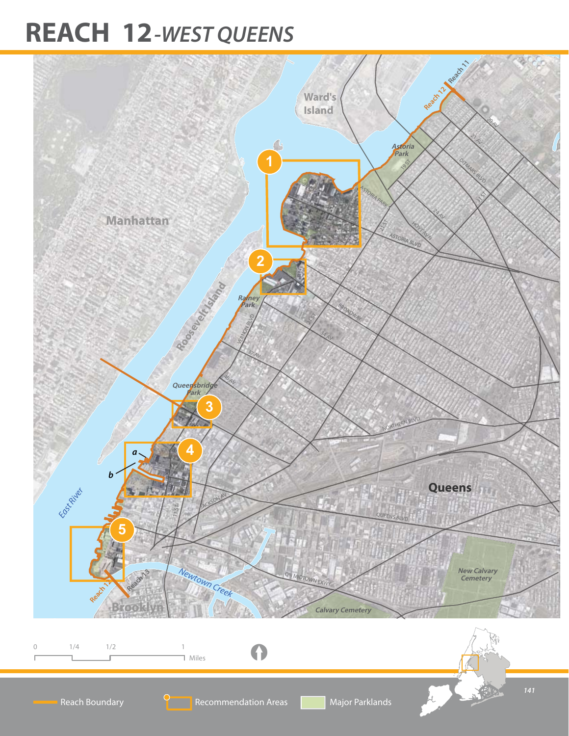# REACH 12-*WEST QUEENS*

Ward's Island

Reach 11

Reach 12

20 AV

21 AV

Astoria Park

DITMARS BLVD

19 ST

31 ST

1

ASTORIA PARK

24 AV

21 ST

HOYT AV N

ASTORIA BLVD

Manhattan

2

Rainey Park

BROADWAY

Roosevelt Island

VERNON BLVD

31 ST

34 AV

37 AV

40 AV

Queensbridge Park

3

NORTHERN BLVD

4

a

b

Queens

East River

JACKSON AV

11 ST

QUEENS BLVD

5

Newtown Creek

LI EXWY

Reach 13

Reach 12

New Calvary Cemetery

Brooklyn

Calvary Cemetery

0 1/4 1/2 1 Miles

Reach Boundary

Recommendation Areas

Major Parklands